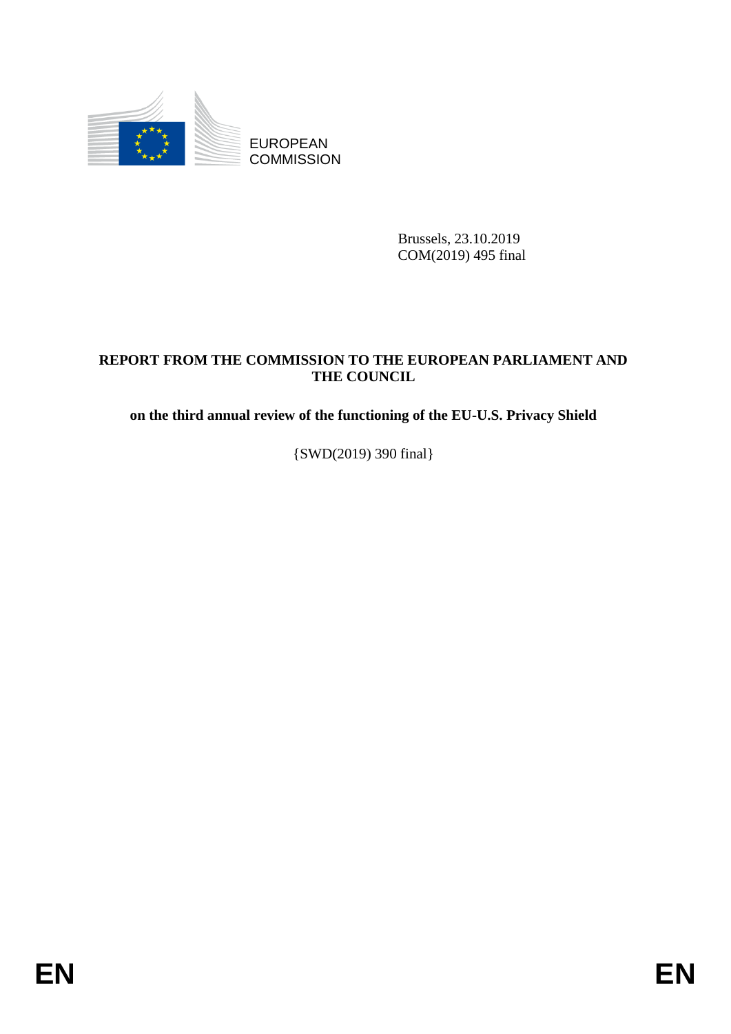EUROPEAN COMMISSION

Brussels, 23.10.2019
COM(2019) 495 final

**REPORT FROM THE COMMISSION TO THE EUROPEAN PARLIAMENT AND THE COUNCIL**

**on the third annual review of the functioning of the EU-U.S. Privacy Shield**

{SWD(2019) 390 final}

EN EN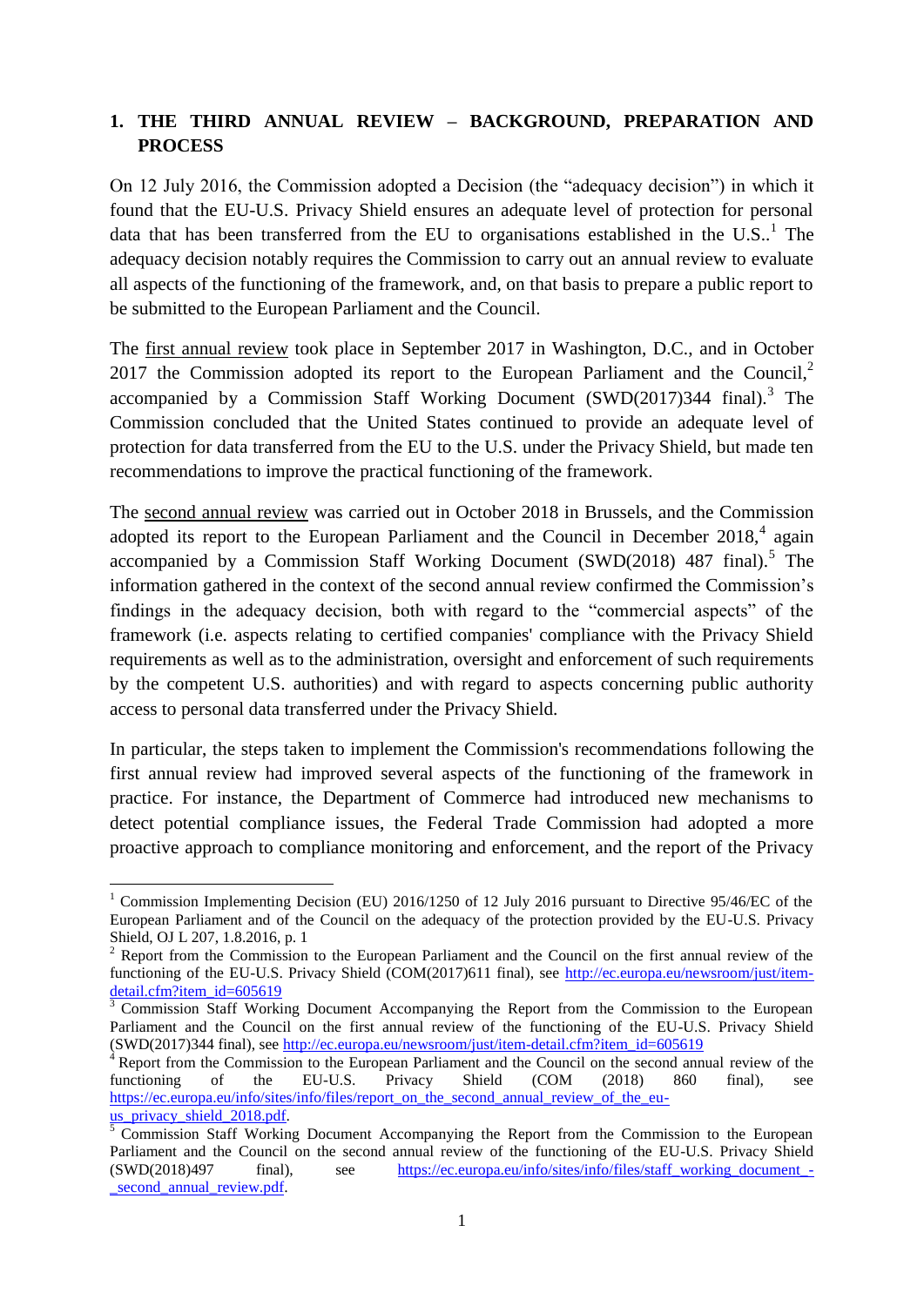## 1. THE THIRD ANNUAL REVIEW – BACKGROUND, PREPARATION AND PROCESS

On 12 July 2016, the Commission adopted a Decision (the "adequacy decision") in which it found that the EU-U.S. Privacy Shield ensures an adequate level of protection for personal data that has been transferred from the EU to organisations established in the U.S..[1] The adequacy decision notably requires the Commission to carry out an annual review to evaluate all aspects of the functioning of the framework, and, on that basis to prepare a public report to be submitted to the European Parliament and the Council.

The first annual review took place in September 2017 in Washington, D.C., and in October 2017 the Commission adopted its report to the European Parliament and the Council,[2] accompanied by a Commission Staff Working Document (SWD(2017)344 final).[3] The Commission concluded that the United States continued to provide an adequate level of protection for data transferred from the EU to the U.S. under the Privacy Shield, but made ten recommendations to improve the practical functioning of the framework.

The second annual review was carried out in October 2018 in Brussels, and the Commission adopted its report to the European Parliament and the Council in December 2018,[4] again accompanied by a Commission Staff Working Document (SWD(2018) 487 final).[5] The information gathered in the context of the second annual review confirmed the Commission's findings in the adequacy decision, both with regard to the "commercial aspects" of the framework (i.e. aspects relating to certified companies' compliance with the Privacy Shield requirements as well as to the administration, oversight and enforcement of such requirements by the competent U.S. authorities) and with regard to aspects concerning public authority access to personal data transferred under the Privacy Shield.

In particular, the steps taken to implement the Commission's recommendations following the first annual review had improved several aspects of the functioning of the framework in practice. For instance, the Department of Commerce had introduced new mechanisms to detect potential compliance issues, the Federal Trade Commission had adopted a more proactive approach to compliance monitoring and enforcement, and the report of the Privacy

---

[1] Commission Implementing Decision (EU) 2016/1250 of 12 July 2016 pursuant to Directive 95/46/EC of the European Parliament and of the Council on the adequacy of the protection provided by the EU-U.S. Privacy Shield, OJ L 207, 1.8.2016, p. 1

[2] Report from the Commission to the European Parliament and the Council on the first annual review of the functioning of the EU-U.S. Privacy Shield (COM(2017)611 final), see http://ec.europa.eu/newsroom/just/item-detail.cfm?item_id=605619

[3] Commission Staff Working Document Accompanying the Report from the Commission to the European Parliament and the Council on the first annual review of the functioning of the EU-U.S. Privacy Shield (SWD(2017)344 final), see http://ec.europa.eu/newsroom/just/item-detail.cfm?item_id=605619

[4] Report from the Commission to the European Parliament and the Council on the second annual review of the functioning of the EU-U.S. Privacy Shield (COM (2018) 860 final), see https://ec.europa.eu/info/sites/info/files/report_on_the_second_annual_review_of_the_eu-us_privacy_shield_2018.pdf.

[5] Commission Staff Working Document Accompanying the Report from the Commission to the European Parliament and the Council on the second annual review of the functioning of the EU-U.S. Privacy Shield (SWD(2018)497 final), see https://ec.europa.eu/info/sites/info/files/staff_working_document_-_second_annual_review.pdf.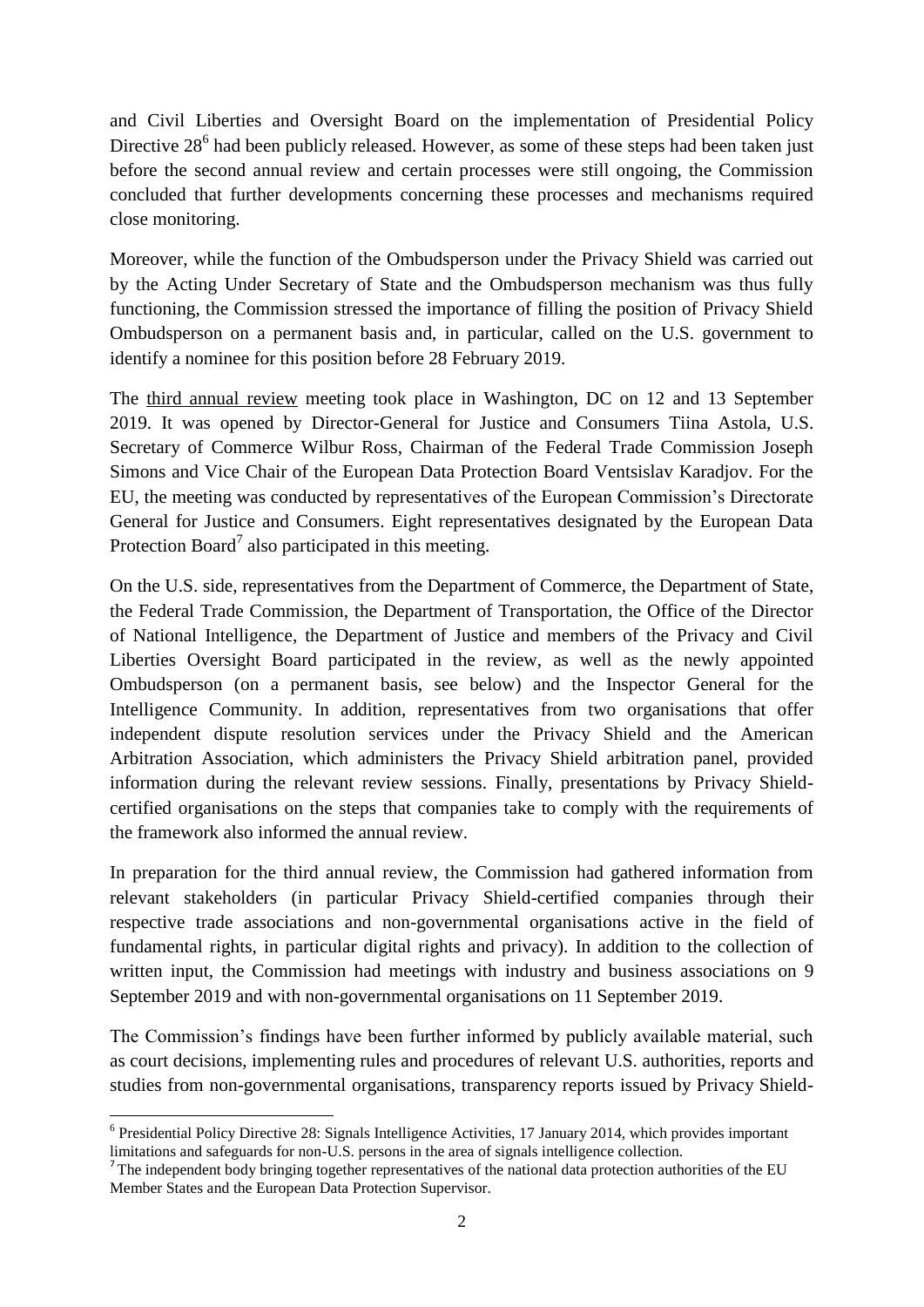and Civil Liberties and Oversight Board on the implementation of Presidential Policy Directive 28[6] had been publicly released. However, as some of these steps had been taken just before the second annual review and certain processes were still ongoing, the Commission concluded that further developments concerning these processes and mechanisms required close monitoring.

Moreover, while the function of the Ombudsperson under the Privacy Shield was carried out by the Acting Under Secretary of State and the Ombudsperson mechanism was thus fully functioning, the Commission stressed the importance of filling the position of Privacy Shield Ombudsperson on a permanent basis and, in particular, called on the U.S. government to identify a nominee for this position before 28 February 2019.

The third annual review meeting took place in Washington, DC on 12 and 13 September 2019. It was opened by Director-General for Justice and Consumers Tiina Astola, U.S. Secretary of Commerce Wilbur Ross, Chairman of the Federal Trade Commission Joseph Simons and Vice Chair of the European Data Protection Board Ventsislav Karadjov. For the EU, the meeting was conducted by representatives of the European Commission's Directorate General for Justice and Consumers. Eight representatives designated by the European Data Protection Board[7] also participated in this meeting.

On the U.S. side, representatives from the Department of Commerce, the Department of State, the Federal Trade Commission, the Department of Transportation, the Office of the Director of National Intelligence, the Department of Justice and members of the Privacy and Civil Liberties Oversight Board participated in the review, as well as the newly appointed Ombudsperson (on a permanent basis, see below) and the Inspector General for the Intelligence Community. In addition, representatives from two organisations that offer independent dispute resolution services under the Privacy Shield and the American Arbitration Association, which administers the Privacy Shield arbitration panel, provided information during the relevant review sessions. Finally, presentations by Privacy Shield-certified organisations on the steps that companies take to comply with the requirements of the framework also informed the annual review.

In preparation for the third annual review, the Commission had gathered information from relevant stakeholders (in particular Privacy Shield-certified companies through their respective trade associations and non-governmental organisations active in the field of fundamental rights, in particular digital rights and privacy). In addition to the collection of written input, the Commission had meetings with industry and business associations on 9 September 2019 and with non-governmental organisations on 11 September 2019.

The Commission's findings have been further informed by publicly available material, such as court decisions, implementing rules and procedures of relevant U.S. authorities, reports and studies from non-governmental organisations, transparency reports issued by Privacy Shield-

---

[6] Presidential Policy Directive 28: Signals Intelligence Activities, 17 January 2014, which provides important limitations and safeguards for non-U.S. persons in the area of signals intelligence collection.

[7] The independent body bringing together representatives of the national data protection authorities of the EU Member States and the European Data Protection Supervisor.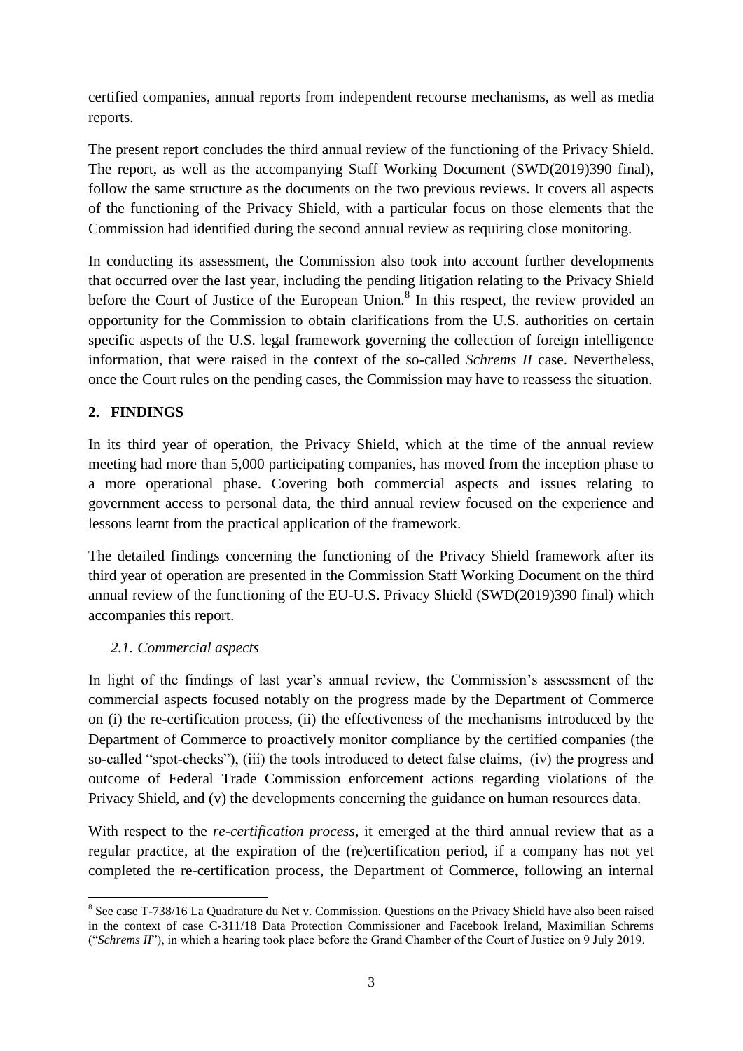certified companies, annual reports from independent recourse mechanisms, as well as media reports.

The present report concludes the third annual review of the functioning of the Privacy Shield. The report, as well as the accompanying Staff Working Document (SWD(2019)390 final), follow the same structure as the documents on the two previous reviews. It covers all aspects of the functioning of the Privacy Shield, with a particular focus on those elements that the Commission had identified during the second annual review as requiring close monitoring.

In conducting its assessment, the Commission also took into account further developments that occurred over the last year, including the pending litigation relating to the Privacy Shield before the Court of Justice of the European Union.[8] In this respect, the review provided an opportunity for the Commission to obtain clarifications from the U.S. authorities on certain specific aspects of the U.S. legal framework governing the collection of foreign intelligence information, that were raised in the context of the so-called *Schrems II* case. Nevertheless, once the Court rules on the pending cases, the Commission may have to reassess the situation.

## 2. FINDINGS

In its third year of operation, the Privacy Shield, which at the time of the annual review meeting had more than 5,000 participating companies, has moved from the inception phase to a more operational phase. Covering both commercial aspects and issues relating to government access to personal data, the third annual review focused on the experience and lessons learnt from the practical application of the framework.

The detailed findings concerning the functioning of the Privacy Shield framework after its third year of operation are presented in the Commission Staff Working Document on the third annual review of the functioning of the EU-U.S. Privacy Shield (SWD(2019)390 final) which accompanies this report.

### *2.1. Commercial aspects*

In light of the findings of last year's annual review, the Commission's assessment of the commercial aspects focused notably on the progress made by the Department of Commerce on (i) the re-certification process, (ii) the effectiveness of the mechanisms introduced by the Department of Commerce to proactively monitor compliance by the certified companies (the so-called "spot-checks"), (iii) the tools introduced to detect false claims, (iv) the progress and outcome of Federal Trade Commission enforcement actions regarding violations of the Privacy Shield, and (v) the developments concerning the guidance on human resources data.

With respect to the *re-certification process*, it emerged at the third annual review that as a regular practice, at the expiration of the (re)certification period, if a company has not yet completed the re-certification process, the Department of Commerce, following an internal

---

[8] See case T-738/16 La Quadrature du Net v. Commission. Questions on the Privacy Shield have also been raised in the context of case C-311/18 Data Protection Commissioner and Facebook Ireland, Maximilian Schrems ("*Schrems II*"), in which a hearing took place before the Grand Chamber of the Court of Justice on 9 July 2019.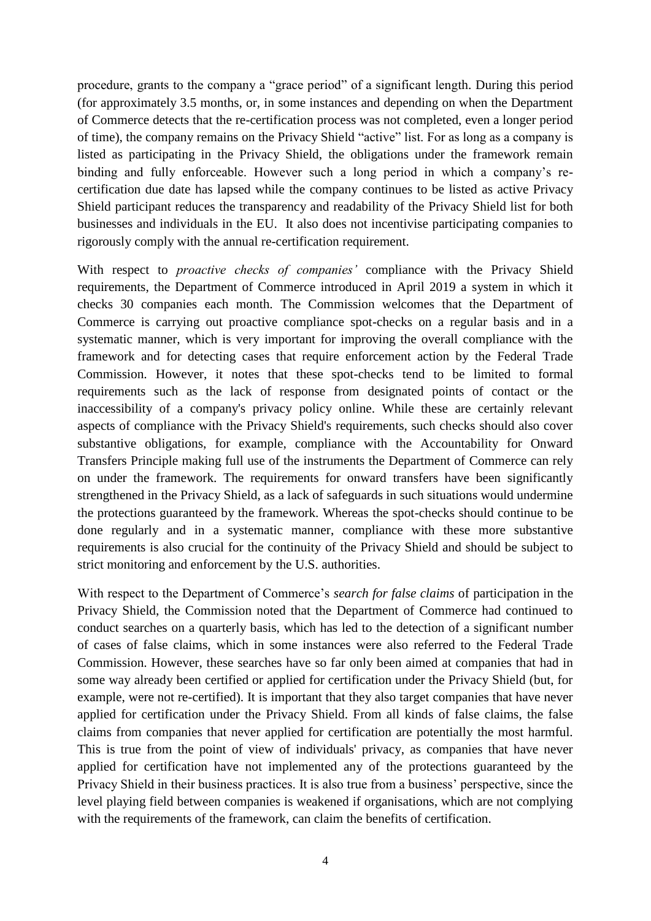procedure, grants to the company a "grace period" of a significant length. During this period (for approximately 3.5 months, or, in some instances and depending on when the Department of Commerce detects that the re-certification process was not completed, even a longer period of time), the company remains on the Privacy Shield "active" list. For as long as a company is listed as participating in the Privacy Shield, the obligations under the framework remain binding and fully enforceable. However such a long period in which a company's re-certification due date has lapsed while the company continues to be listed as active Privacy Shield participant reduces the transparency and readability of the Privacy Shield list for both businesses and individuals in the EU. It also does not incentivise participating companies to rigorously comply with the annual re-certification requirement.

With respect to *proactive checks of companies'* compliance with the Privacy Shield requirements, the Department of Commerce introduced in April 2019 a system in which it checks 30 companies each month. The Commission welcomes that the Department of Commerce is carrying out proactive compliance spot-checks on a regular basis and in a systematic manner, which is very important for improving the overall compliance with the framework and for detecting cases that require enforcement action by the Federal Trade Commission. However, it notes that these spot-checks tend to be limited to formal requirements such as the lack of response from designated points of contact or the inaccessibility of a company's privacy policy online. While these are certainly relevant aspects of compliance with the Privacy Shield's requirements, such checks should also cover substantive obligations, for example, compliance with the Accountability for Onward Transfers Principle making full use of the instruments the Department of Commerce can rely on under the framework. The requirements for onward transfers have been significantly strengthened in the Privacy Shield, as a lack of safeguards in such situations would undermine the protections guaranteed by the framework. Whereas the spot-checks should continue to be done regularly and in a systematic manner, compliance with these more substantive requirements is also crucial for the continuity of the Privacy Shield and should be subject to strict monitoring and enforcement by the U.S. authorities.

With respect to the Department of Commerce's *search for false claims* of participation in the Privacy Shield, the Commission noted that the Department of Commerce had continued to conduct searches on a quarterly basis, which has led to the detection of a significant number of cases of false claims, which in some instances were also referred to the Federal Trade Commission. However, these searches have so far only been aimed at companies that had in some way already been certified or applied for certification under the Privacy Shield (but, for example, were not re-certified). It is important that they also target companies that have never applied for certification under the Privacy Shield. From all kinds of false claims, the false claims from companies that never applied for certification are potentially the most harmful. This is true from the point of view of individuals' privacy, as companies that have never applied for certification have not implemented any of the protections guaranteed by the Privacy Shield in their business practices. It is also true from a business' perspective, since the level playing field between companies is weakened if organisations, which are not complying with the requirements of the framework, can claim the benefits of certification.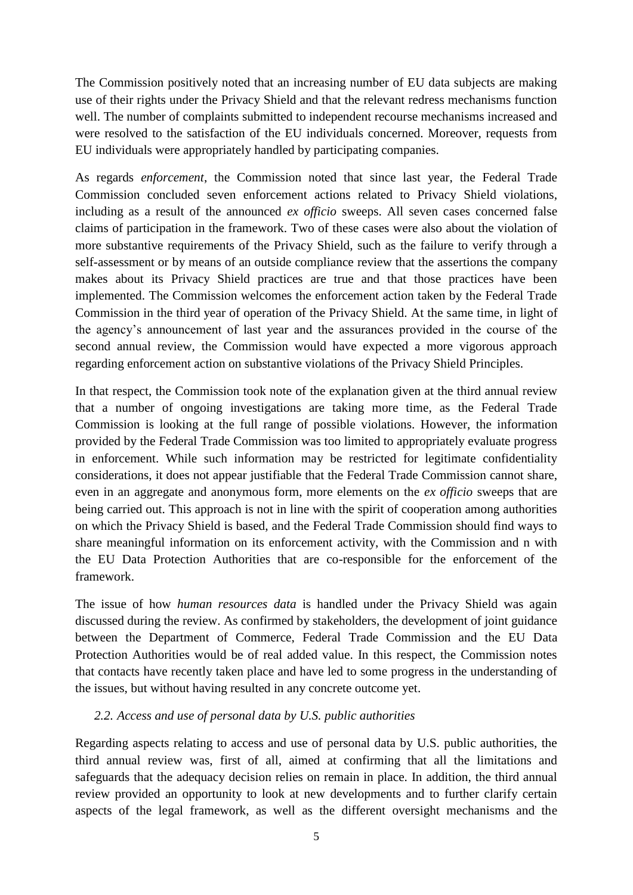The Commission positively noted that an increasing number of EU data subjects are making use of their rights under the Privacy Shield and that the relevant redress mechanisms function well. The number of complaints submitted to independent recourse mechanisms increased and were resolved to the satisfaction of the EU individuals concerned. Moreover, requests from EU individuals were appropriately handled by participating companies.

As regards *enforcement*, the Commission noted that since last year, the Federal Trade Commission concluded seven enforcement actions related to Privacy Shield violations, including as a result of the announced *ex officio* sweeps. All seven cases concerned false claims of participation in the framework. Two of these cases were also about the violation of more substantive requirements of the Privacy Shield, such as the failure to verify through a self-assessment or by means of an outside compliance review that the assertions the company makes about its Privacy Shield practices are true and that those practices have been implemented. The Commission welcomes the enforcement action taken by the Federal Trade Commission in the third year of operation of the Privacy Shield. At the same time, in light of the agency's announcement of last year and the assurances provided in the course of the second annual review, the Commission would have expected a more vigorous approach regarding enforcement action on substantive violations of the Privacy Shield Principles.

In that respect, the Commission took note of the explanation given at the third annual review that a number of ongoing investigations are taking more time, as the Federal Trade Commission is looking at the full range of possible violations. However, the information provided by the Federal Trade Commission was too limited to appropriately evaluate progress in enforcement. While such information may be restricted for legitimate confidentiality considerations, it does not appear justifiable that the Federal Trade Commission cannot share, even in an aggregate and anonymous form, more elements on the *ex officio* sweeps that are being carried out. This approach is not in line with the spirit of cooperation among authorities on which the Privacy Shield is based, and the Federal Trade Commission should find ways to share meaningful information on its enforcement activity, with the Commission and n with the EU Data Protection Authorities that are co-responsible for the enforcement of the framework.

The issue of how *human resources data* is handled under the Privacy Shield was again discussed during the review. As confirmed by stakeholders, the development of joint guidance between the Department of Commerce, Federal Trade Commission and the EU Data Protection Authorities would be of real added value. In this respect, the Commission notes that contacts have recently taken place and have led to some progress in the understanding of the issues, but without having resulted in any concrete outcome yet.

### *2.2. Access and use of personal data by U.S. public authorities*

Regarding aspects relating to access and use of personal data by U.S. public authorities, the third annual review was, first of all, aimed at confirming that all the limitations and safeguards that the adequacy decision relies on remain in place. In addition, the third annual review provided an opportunity to look at new developments and to further clarify certain aspects of the legal framework, as well as the different oversight mechanisms and the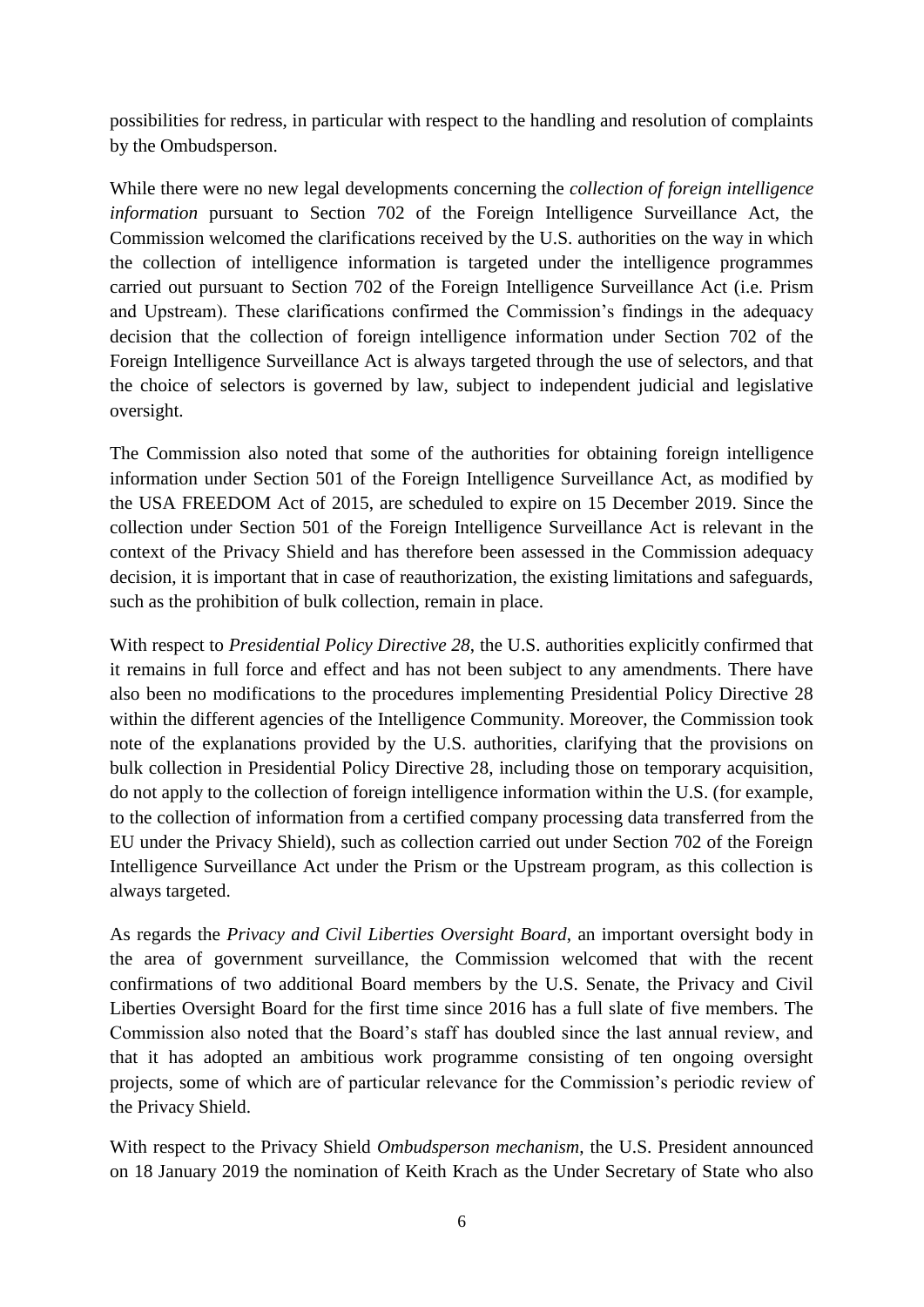possibilities for redress, in particular with respect to the handling and resolution of complaints by the Ombudsperson.

While there were no new legal developments concerning the *collection of foreign intelligence information* pursuant to Section 702 of the Foreign Intelligence Surveillance Act, the Commission welcomed the clarifications received by the U.S. authorities on the way in which the collection of intelligence information is targeted under the intelligence programmes carried out pursuant to Section 702 of the Foreign Intelligence Surveillance Act (i.e. Prism and Upstream). These clarifications confirmed the Commission's findings in the adequacy decision that the collection of foreign intelligence information under Section 702 of the Foreign Intelligence Surveillance Act is always targeted through the use of selectors, and that the choice of selectors is governed by law, subject to independent judicial and legislative oversight.

The Commission also noted that some of the authorities for obtaining foreign intelligence information under Section 501 of the Foreign Intelligence Surveillance Act, as modified by the USA FREEDOM Act of 2015, are scheduled to expire on 15 December 2019. Since the collection under Section 501 of the Foreign Intelligence Surveillance Act is relevant in the context of the Privacy Shield and has therefore been assessed in the Commission adequacy decision, it is important that in case of reauthorization, the existing limitations and safeguards, such as the prohibition of bulk collection, remain in place.

With respect to *Presidential Policy Directive 28*, the U.S. authorities explicitly confirmed that it remains in full force and effect and has not been subject to any amendments. There have also been no modifications to the procedures implementing Presidential Policy Directive 28 within the different agencies of the Intelligence Community. Moreover, the Commission took note of the explanations provided by the U.S. authorities, clarifying that the provisions on bulk collection in Presidential Policy Directive 28, including those on temporary acquisition, do not apply to the collection of foreign intelligence information within the U.S. (for example, to the collection of information from a certified company processing data transferred from the EU under the Privacy Shield), such as collection carried out under Section 702 of the Foreign Intelligence Surveillance Act under the Prism or the Upstream program, as this collection is always targeted.

As regards the *Privacy and Civil Liberties Oversight Board*, an important oversight body in the area of government surveillance, the Commission welcomed that with the recent confirmations of two additional Board members by the U.S. Senate, the Privacy and Civil Liberties Oversight Board for the first time since 2016 has a full slate of five members. The Commission also noted that the Board's staff has doubled since the last annual review, and that it has adopted an ambitious work programme consisting of ten ongoing oversight projects, some of which are of particular relevance for the Commission's periodic review of the Privacy Shield.

With respect to the Privacy Shield *Ombudsperson mechanism*, the U.S. President announced on 18 January 2019 the nomination of Keith Krach as the Under Secretary of State who also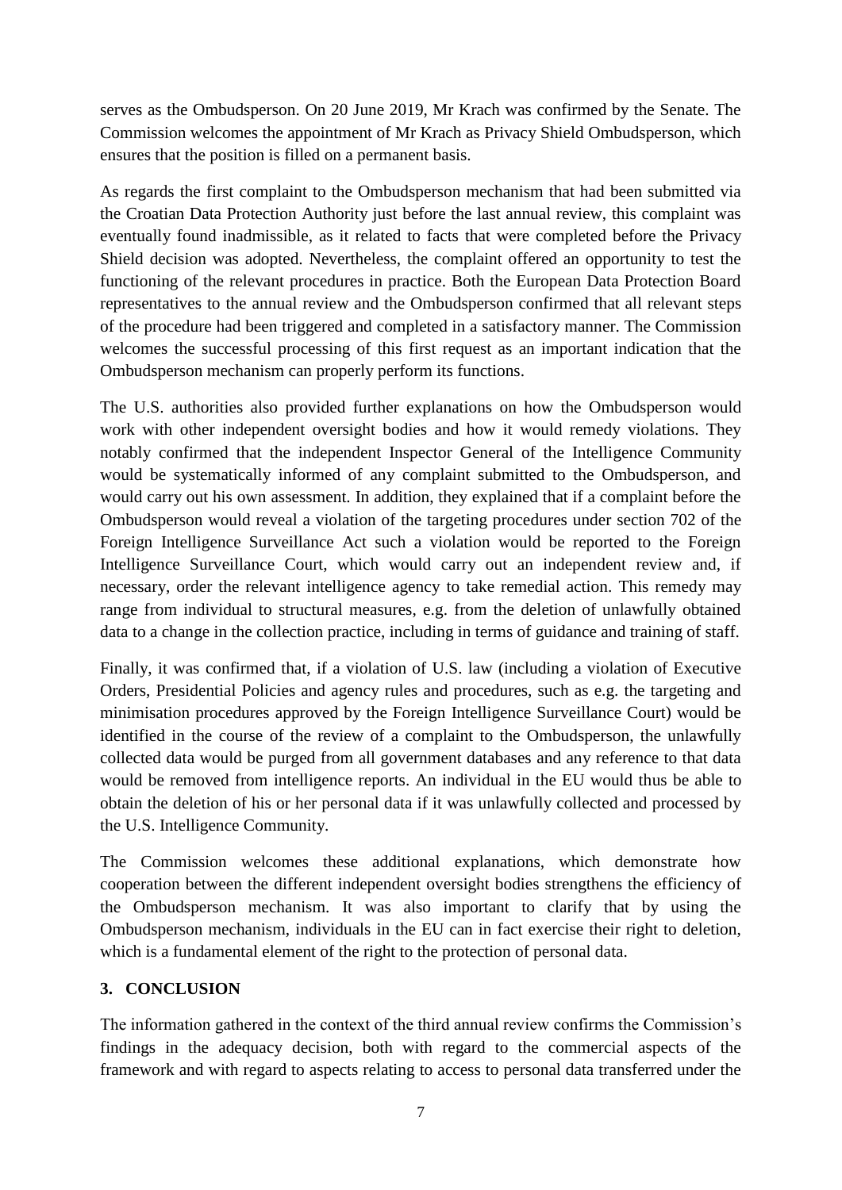serves as the Ombudsperson. On 20 June 2019, Mr Krach was confirmed by the Senate. The Commission welcomes the appointment of Mr Krach as Privacy Shield Ombudsperson, which ensures that the position is filled on a permanent basis.

As regards the first complaint to the Ombudsperson mechanism that had been submitted via the Croatian Data Protection Authority just before the last annual review, this complaint was eventually found inadmissible, as it related to facts that were completed before the Privacy Shield decision was adopted. Nevertheless, the complaint offered an opportunity to test the functioning of the relevant procedures in practice. Both the European Data Protection Board representatives to the annual review and the Ombudsperson confirmed that all relevant steps of the procedure had been triggered and completed in a satisfactory manner. The Commission welcomes the successful processing of this first request as an important indication that the Ombudsperson mechanism can properly perform its functions.

The U.S. authorities also provided further explanations on how the Ombudsperson would work with other independent oversight bodies and how it would remedy violations. They notably confirmed that the independent Inspector General of the Intelligence Community would be systematically informed of any complaint submitted to the Ombudsperson, and would carry out his own assessment. In addition, they explained that if a complaint before the Ombudsperson would reveal a violation of the targeting procedures under section 702 of the Foreign Intelligence Surveillance Act such a violation would be reported to the Foreign Intelligence Surveillance Court, which would carry out an independent review and, if necessary, order the relevant intelligence agency to take remedial action. This remedy may range from individual to structural measures, e.g. from the deletion of unlawfully obtained data to a change in the collection practice, including in terms of guidance and training of staff.

Finally, it was confirmed that, if a violation of U.S. law (including a violation of Executive Orders, Presidential Policies and agency rules and procedures, such as e.g. the targeting and minimisation procedures approved by the Foreign Intelligence Surveillance Court) would be identified in the course of the review of a complaint to the Ombudsperson, the unlawfully collected data would be purged from all government databases and any reference to that data would be removed from intelligence reports. An individual in the EU would thus be able to obtain the deletion of his or her personal data if it was unlawfully collected and processed by the U.S. Intelligence Community.

The Commission welcomes these additional explanations, which demonstrate how cooperation between the different independent oversight bodies strengthens the efficiency of the Ombudsperson mechanism. It was also important to clarify that by using the Ombudsperson mechanism, individuals in the EU can in fact exercise their right to deletion, which is a fundamental element of the right to the protection of personal data.

## 3. CONCLUSION

The information gathered in the context of the third annual review confirms the Commission's findings in the adequacy decision, both with regard to the commercial aspects of the framework and with regard to aspects relating to access to personal data transferred under the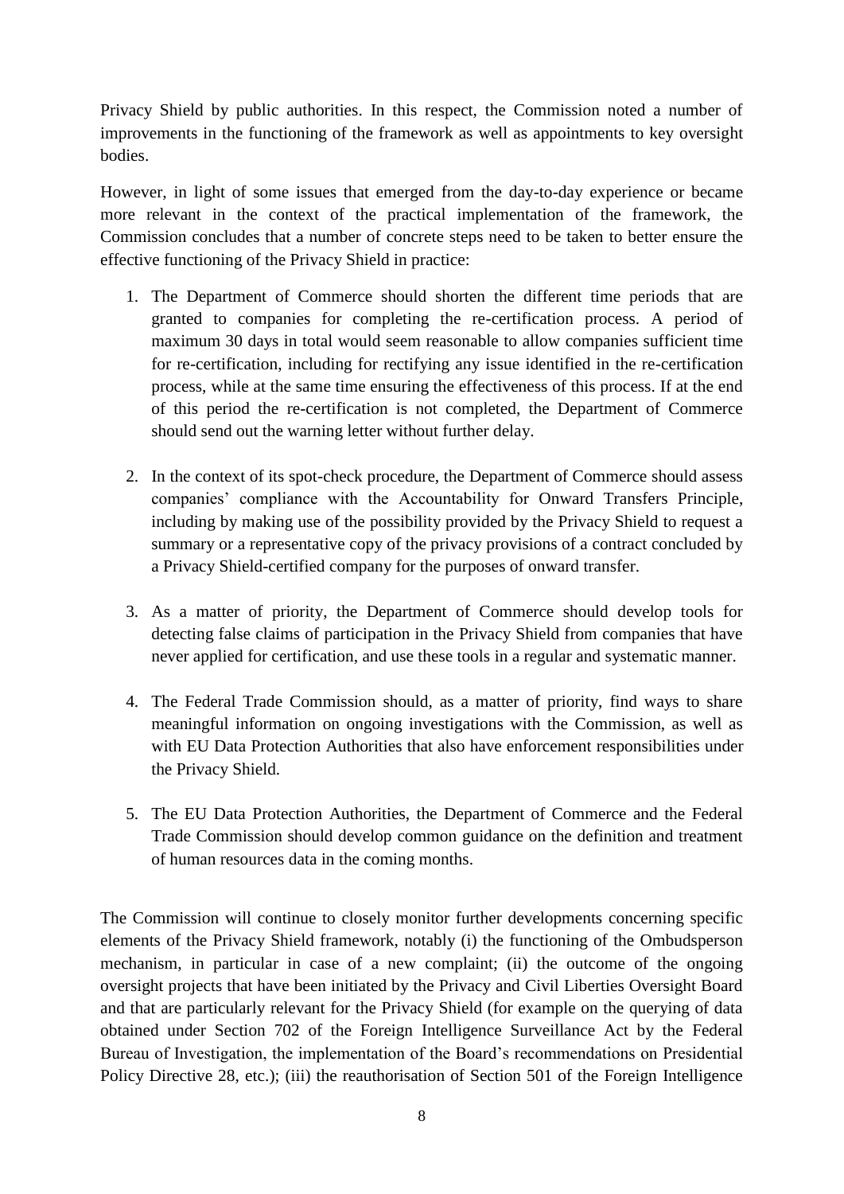Privacy Shield by public authorities. In this respect, the Commission noted a number of improvements in the functioning of the framework as well as appointments to key oversight bodies.

However, in light of some issues that emerged from the day-to-day experience or became more relevant in the context of the practical implementation of the framework, the Commission concludes that a number of concrete steps need to be taken to better ensure the effective functioning of the Privacy Shield in practice:

1. The Department of Commerce should shorten the different time periods that are granted to companies for completing the re-certification process. A period of maximum 30 days in total would seem reasonable to allow companies sufficient time for re-certification, including for rectifying any issue identified in the re-certification process, while at the same time ensuring the effectiveness of this process. If at the end of this period the re-certification is not completed, the Department of Commerce should send out the warning letter without further delay.

2. In the context of its spot-check procedure, the Department of Commerce should assess companies' compliance with the Accountability for Onward Transfers Principle, including by making use of the possibility provided by the Privacy Shield to request a summary or a representative copy of the privacy provisions of a contract concluded by a Privacy Shield-certified company for the purposes of onward transfer.

3. As a matter of priority, the Department of Commerce should develop tools for detecting false claims of participation in the Privacy Shield from companies that have never applied for certification, and use these tools in a regular and systematic manner.

4. The Federal Trade Commission should, as a matter of priority, find ways to share meaningful information on ongoing investigations with the Commission, as well as with EU Data Protection Authorities that also have enforcement responsibilities under the Privacy Shield.

5. The EU Data Protection Authorities, the Department of Commerce and the Federal Trade Commission should develop common guidance on the definition and treatment of human resources data in the coming months.

The Commission will continue to closely monitor further developments concerning specific elements of the Privacy Shield framework, notably (i) the functioning of the Ombudsperson mechanism, in particular in case of a new complaint; (ii) the outcome of the ongoing oversight projects that have been initiated by the Privacy and Civil Liberties Oversight Board and that are particularly relevant for the Privacy Shield (for example on the querying of data obtained under Section 702 of the Foreign Intelligence Surveillance Act by the Federal Bureau of Investigation, the implementation of the Board's recommendations on Presidential Policy Directive 28, etc.); (iii) the reauthorisation of Section 501 of the Foreign Intelligence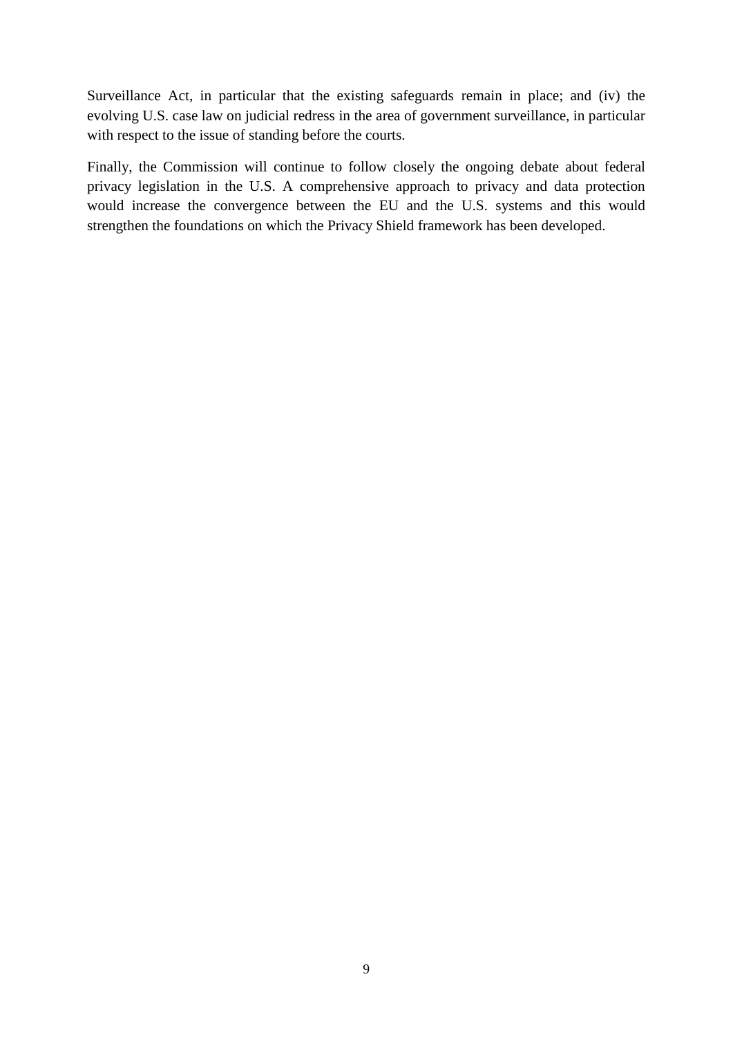Surveillance Act, in particular that the existing safeguards remain in place; and (iv) the evolving U.S. case law on judicial redress in the area of government surveillance, in particular with respect to the issue of standing before the courts.

Finally, the Commission will continue to follow closely the ongoing debate about federal privacy legislation in the U.S. A comprehensive approach to privacy and data protection would increase the convergence between the EU and the U.S. systems and this would strengthen the foundations on which the Privacy Shield framework has been developed.